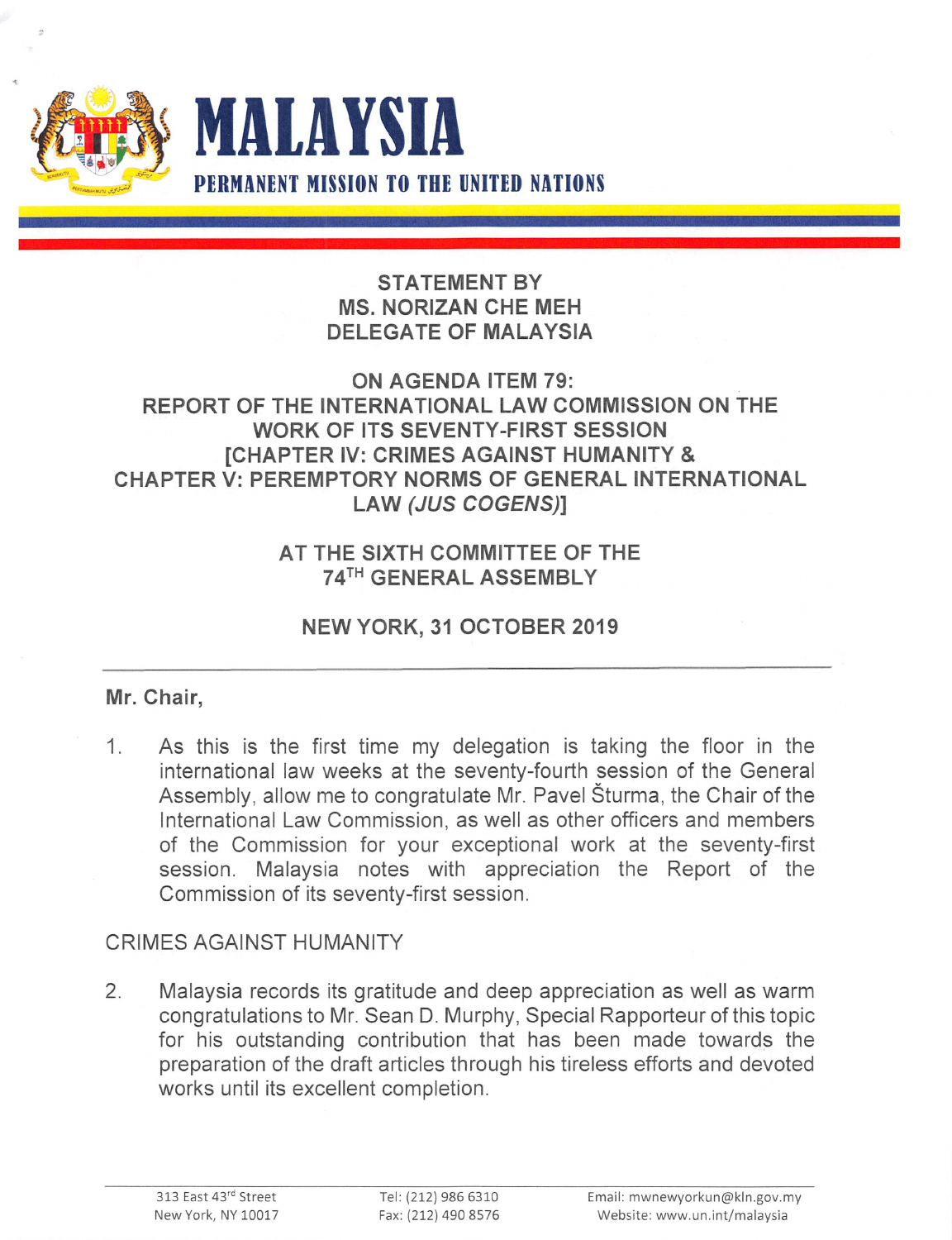# MALAYSIA

## PERMANENT MISSION TO THE UNITED NATIONS

**STATEMENT BY**
**MS. NORIZAN CHE MEH**
**DELEGATE OF MALAYSIA**

**ON AGENDA ITEM 79:**
**REPORT OF THE INTERNATIONAL LAW COMMISSION ON THE WORK OF ITS SEVENTY-FIRST SESSION**
**[CHAPTER IV: CRIMES AGAINST HUMANITY & CHAPTER V: PEREMPTORY NORMS OF GENERAL INTERNATIONAL LAW *(JUS COGENS)*]**

**AT THE SIXTH COMMITTEE OF THE 74TH GENERAL ASSEMBLY**

**NEW YORK, 31 OCTOBER 2019**

---

**Mr. Chair,**

1. As this is the first time my delegation is taking the floor in the international law weeks at the seventy-fourth session of the General Assembly, allow me to congratulate Mr. Pavel Šturma, the Chair of the International Law Commission, as well as other officers and members of the Commission for your exceptional work at the seventy-first session. Malaysia notes with appreciation the Report of the Commission of its seventy-first session.

CRIMES AGAINST HUMANITY

2. Malaysia records its gratitude and deep appreciation as well as warm congratulations to Mr. Sean D. Murphy, Special Rapporteur of this topic for his outstanding contribution that has been made towards the preparation of the draft articles through his tireless efforts and devoted works until its excellent completion.

313 East 43rd Street
New York, NY 10017

Tel: (212) 986 6310
Fax: (212) 490 8576

Email: mwnewyorkun@kln.gov.my
Website: www.un.int/malaysia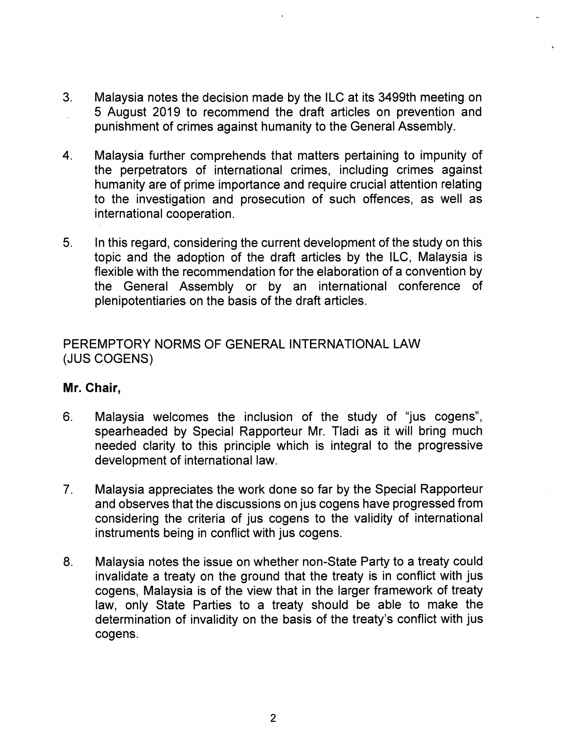3. Malaysia notes the decision made by the ILC at its 3499th meeting on 5 August 2019 to recommend the draft articles on prevention and punishment of crimes against humanity to the General Assembly.

4. Malaysia further comprehends that matters pertaining to impunity of the perpetrators of international crimes, including crimes against humanity are of prime importance and require crucial attention relating to the investigation and prosecution of such offences, as well as international cooperation.

5. In this regard, considering the current development of the study on this topic and the adoption of the draft articles by the ILC, Malaysia is flexible with the recommendation for the elaboration of a convention by the General Assembly or by an international conference of plenipotentiaries on the basis of the draft articles.

## PEREMPTORY NORMS OF GENERAL INTERNATIONAL LAW (JUS COGENS)

**Mr. Chair,**

6. Malaysia welcomes the inclusion of the study of "jus cogens", spearheaded by Special Rapporteur Mr. Tladi as it will bring much needed clarity to this principle which is integral to the progressive development of international law.

7. Malaysia appreciates the work done so far by the Special Rapporteur and observes that the discussions on jus cogens have progressed from considering the criteria of jus cogens to the validity of international instruments being in conflict with jus cogens.

8. Malaysia notes the issue on whether non-State Party to a treaty could invalidate a treaty on the ground that the treaty is in conflict with jus cogens, Malaysia is of the view that in the larger framework of treaty law, only State Parties to a treaty should be able to make the determination of invalidity on the basis of the treaty's conflict with jus cogens.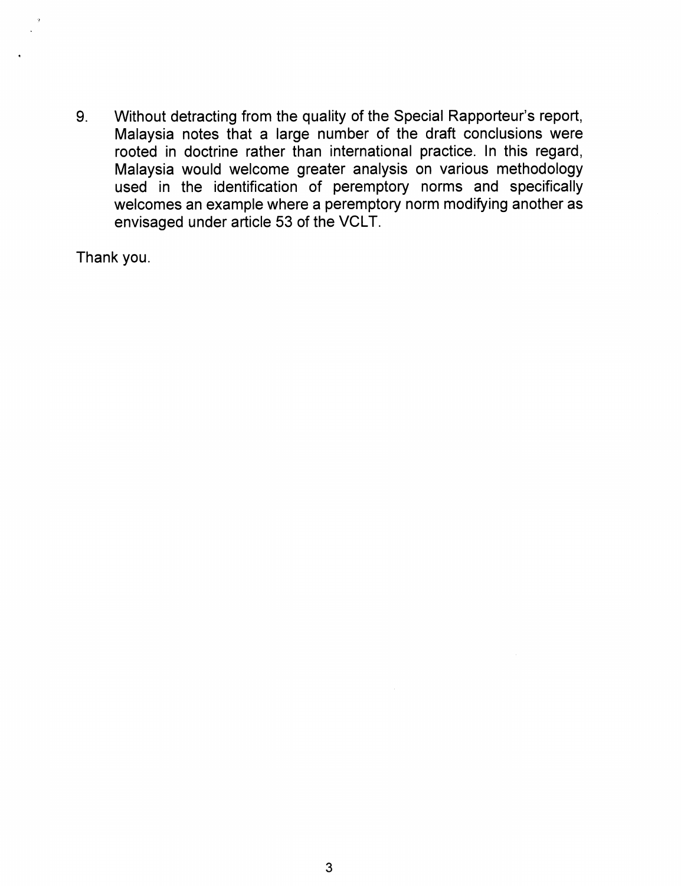9. Without detracting from the quality of the Special Rapporteur's report, Malaysia notes that a large number of the draft conclusions were rooted in doctrine rather than international practice. In this regard, Malaysia would welcome greater analysis on various methodology used in the identification of peremptory norms and specifically welcomes an example where a peremptory norm modifying another as envisaged under article 53 of the VCLT.

Thank you.